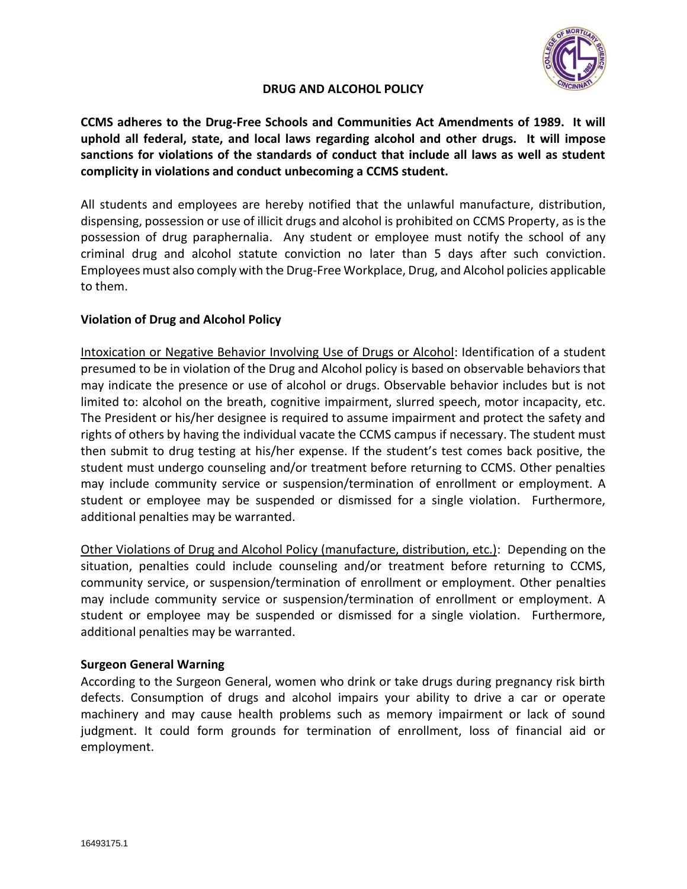# DRUG AND ALCOHOL POLICY

**CCMS adheres to the Drug-Free Schools and Communities Act Amendments of 1989. It will uphold all federal, state, and local laws regarding alcohol and other drugs. It will impose sanctions for violations of the standards of conduct that include all laws as well as student complicity in violations and conduct unbecoming a CCMS student.**

All students and employees are hereby notified that the unlawful manufacture, distribution, dispensing, possession or use of illicit drugs and alcohol is prohibited on CCMS Property, as is the possession of drug paraphernalia. Any student or employee must notify the school of any criminal drug and alcohol statute conviction no later than 5 days after such conviction. Employees must also comply with the Drug-Free Workplace, Drug, and Alcohol policies applicable to them.

## Violation of Drug and Alcohol Policy

Intoxication or Negative Behavior Involving Use of Drugs or Alcohol: Identification of a student presumed to be in violation of the Drug and Alcohol policy is based on observable behaviors that may indicate the presence or use of alcohol or drugs. Observable behavior includes but is not limited to: alcohol on the breath, cognitive impairment, slurred speech, motor incapacity, etc. The President or his/her designee is required to assume impairment and protect the safety and rights of others by having the individual vacate the CCMS campus if necessary. The student must then submit to drug testing at his/her expense. If the student's test comes back positive, the student must undergo counseling and/or treatment before returning to CCMS. Other penalties may include community service or suspension/termination of enrollment or employment. A student or employee may be suspended or dismissed for a single violation. Furthermore, additional penalties may be warranted.

Other Violations of Drug and Alcohol Policy (manufacture, distribution, etc.): Depending on the situation, penalties could include counseling and/or treatment before returning to CCMS, community service, or suspension/termination of enrollment or employment. Other penalties may include community service or suspension/termination of enrollment or employment. A student or employee may be suspended or dismissed for a single violation. Furthermore, additional penalties may be warranted.

## Surgeon General Warning

According to the Surgeon General, women who drink or take drugs during pregnancy risk birth defects. Consumption of drugs and alcohol impairs your ability to drive a car or operate machinery and may cause health problems such as memory impairment or lack of sound judgment. It could form grounds for termination of enrollment, loss of financial aid or employment.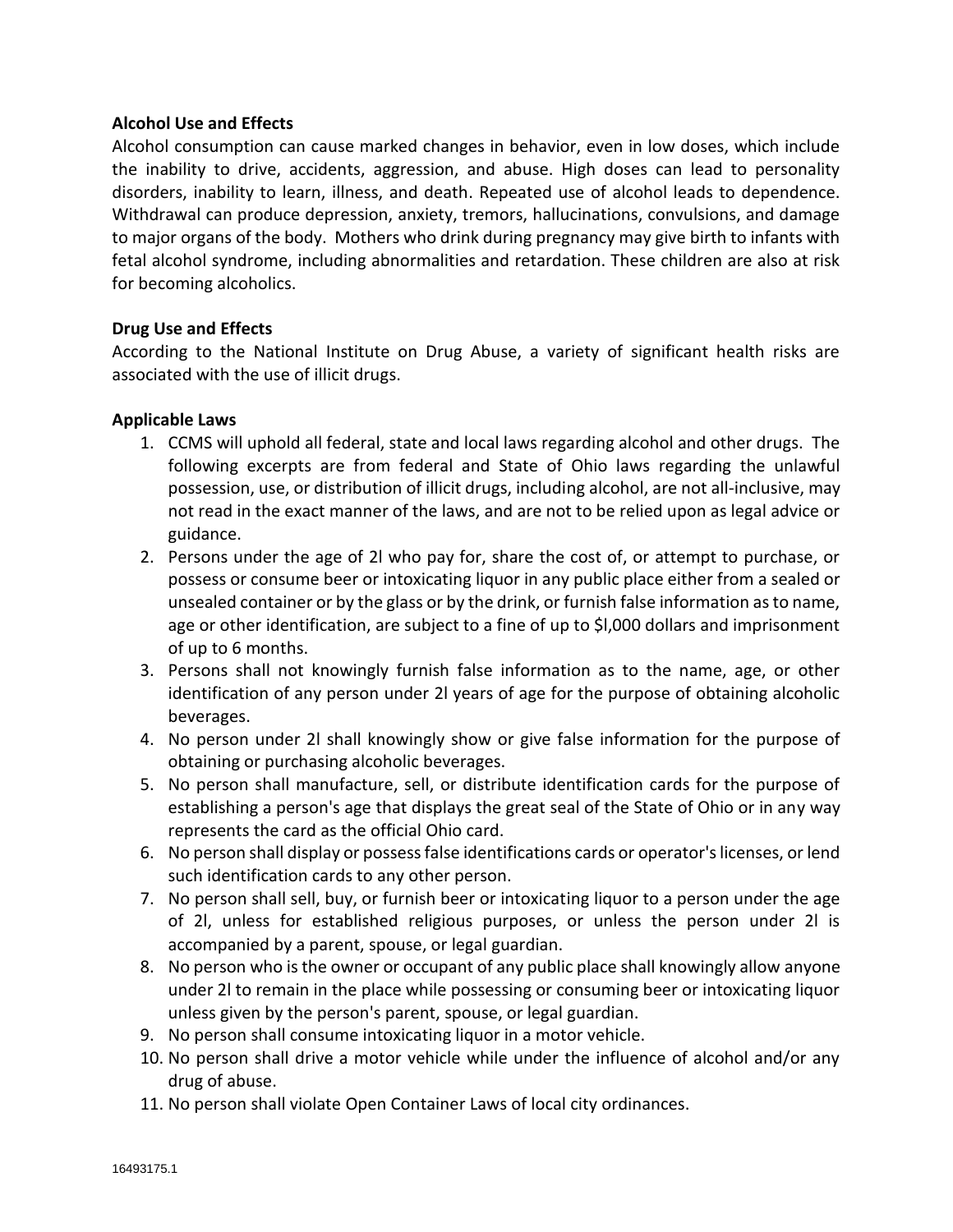**Alcohol Use and Effects**

Alcohol consumption can cause marked changes in behavior, even in low doses, which include the inability to drive, accidents, aggression, and abuse. High doses can lead to personality disorders, inability to learn, illness, and death. Repeated use of alcohol leads to dependence. Withdrawal can produce depression, anxiety, tremors, hallucinations, convulsions, and damage to major organs of the body. Mothers who drink during pregnancy may give birth to infants with fetal alcohol syndrome, including abnormalities and retardation. These children are also at risk for becoming alcoholics.

**Drug Use and Effects**

According to the National Institute on Drug Abuse, a variety of significant health risks are associated with the use of illicit drugs.

**Applicable Laws**

1. CCMS will uphold all federal, state and local laws regarding alcohol and other drugs. The following excerpts are from federal and State of Ohio laws regarding the unlawful possession, use, or distribution of illicit drugs, including alcohol, are not all-inclusive, may not read in the exact manner of the laws, and are not to be relied upon as legal advice or guidance.
2. Persons under the age of 2l who pay for, share the cost of, or attempt to purchase, or possess or consume beer or intoxicating liquor in any public place either from a sealed or unsealed container or by the glass or by the drink, or furnish false information as to name, age or other identification, are subject to a fine of up to $l,000 dollars and imprisonment of up to 6 months.
3. Persons shall not knowingly furnish false information as to the name, age, or other identification of any person under 2l years of age for the purpose of obtaining alcoholic beverages.
4. No person under 2l shall knowingly show or give false information for the purpose of obtaining or purchasing alcoholic beverages.
5. No person shall manufacture, sell, or distribute identification cards for the purpose of establishing a person's age that displays the great seal of the State of Ohio or in any way represents the card as the official Ohio card.
6. No person shall display or possess false identifications cards or operator's licenses, or lend such identification cards to any other person.
7. No person shall sell, buy, or furnish beer or intoxicating liquor to a person under the age of 2l, unless for established religious purposes, or unless the person under 2l is accompanied by a parent, spouse, or legal guardian.
8. No person who is the owner or occupant of any public place shall knowingly allow anyone under 2l to remain in the place while possessing or consuming beer or intoxicating liquor unless given by the person's parent, spouse, or legal guardian.
9. No person shall consume intoxicating liquor in a motor vehicle.
10. No person shall drive a motor vehicle while under the influence of alcohol and/or any drug of abuse.
11. No person shall violate Open Container Laws of local city ordinances.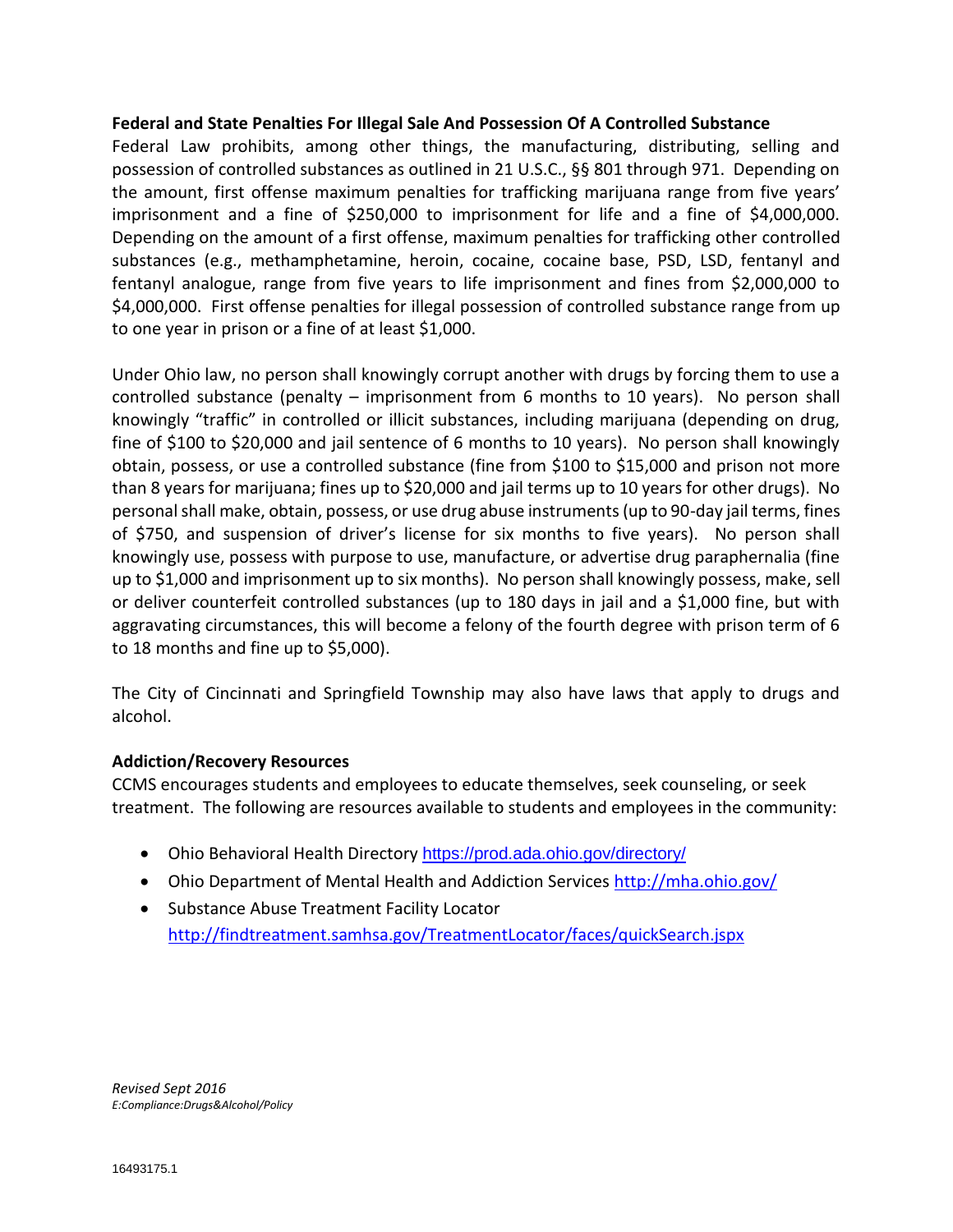**Federal and State Penalties For Illegal Sale And Possession Of A Controlled Substance**

Federal Law prohibits, among other things, the manufacturing, distributing, selling and possession of controlled substances as outlined in 21 U.S.C., §§ 801 through 971. Depending on the amount, first offense maximum penalties for trafficking marijuana range from five years' imprisonment and a fine of $250,000 to imprisonment for life and a fine of $4,000,000. Depending on the amount of a first offense, maximum penalties for trafficking other controlled substances (e.g., methamphetamine, heroin, cocaine, cocaine base, PSD, LSD, fentanyl and fentanyl analogue, range from five years to life imprisonment and fines from $2,000,000 to $4,000,000. First offense penalties for illegal possession of controlled substance range from up to one year in prison or a fine of at least $1,000.

Under Ohio law, no person shall knowingly corrupt another with drugs by forcing them to use a controlled substance (penalty – imprisonment from 6 months to 10 years). No person shall knowingly "traffic" in controlled or illicit substances, including marijuana (depending on drug, fine of $100 to $20,000 and jail sentence of 6 months to 10 years). No person shall knowingly obtain, possess, or use a controlled substance (fine from $100 to $15,000 and prison not more than 8 years for marijuana; fines up to $20,000 and jail terms up to 10 years for other drugs). No personal shall make, obtain, possess, or use drug abuse instruments (up to 90-day jail terms, fines of $750, and suspension of driver's license for six months to five years). No person shall knowingly use, possess with purpose to use, manufacture, or advertise drug paraphernalia (fine up to $1,000 and imprisonment up to six months). No person shall knowingly possess, make, sell or deliver counterfeit controlled substances (up to 180 days in jail and a $1,000 fine, but with aggravating circumstances, this will become a felony of the fourth degree with prison term of 6 to 18 months and fine up to $5,000).

The City of Cincinnati and Springfield Township may also have laws that apply to drugs and alcohol.

**Addiction/Recovery Resources**

CCMS encourages students and employees to educate themselves, seek counseling, or seek treatment. The following are resources available to students and employees in the community:

- Ohio Behavioral Health Directory https://prod.ada.ohio.gov/directory/
- Ohio Department of Mental Health and Addiction Services http://mha.ohio.gov/
- Substance Abuse Treatment Facility Locator http://findtreatment.samhsa.gov/TreatmentLocator/faces/quickSearch.jspx

*Revised Sept 2016*
*E:Compliance:Drugs&Alcohol/Policy*

16493175.1